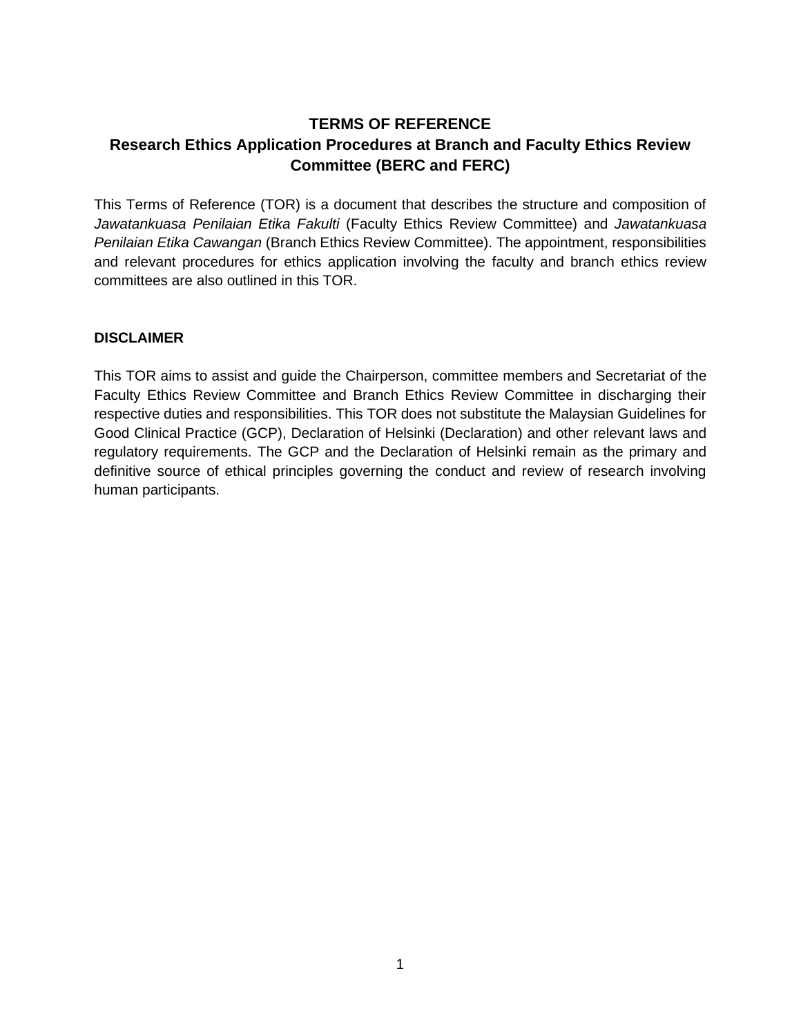# TERMS OF REFERENCE

## Research Ethics Application Procedures at Branch and Faculty Ethics Review Committee (BERC and FERC)

This Terms of Reference (TOR) is a document that describes the structure and composition of *Jawatankuasa Penilaian Etika Fakulti* (Faculty Ethics Review Committee) and *Jawatankuasa Penilaian Etika Cawangan* (Branch Ethics Review Committee). The appointment, responsibilities and relevant procedures for ethics application involving the faculty and branch ethics review committees are also outlined in this TOR.

### DISCLAIMER

This TOR aims to assist and guide the Chairperson, committee members and Secretariat of the Faculty Ethics Review Committee and Branch Ethics Review Committee in discharging their respective duties and responsibilities. This TOR does not substitute the Malaysian Guidelines for Good Clinical Practice (GCP), Declaration of Helsinki (Declaration) and other relevant laws and regulatory requirements. The GCP and the Declaration of Helsinki remain as the primary and definitive source of ethical principles governing the conduct and review of research involving human participants.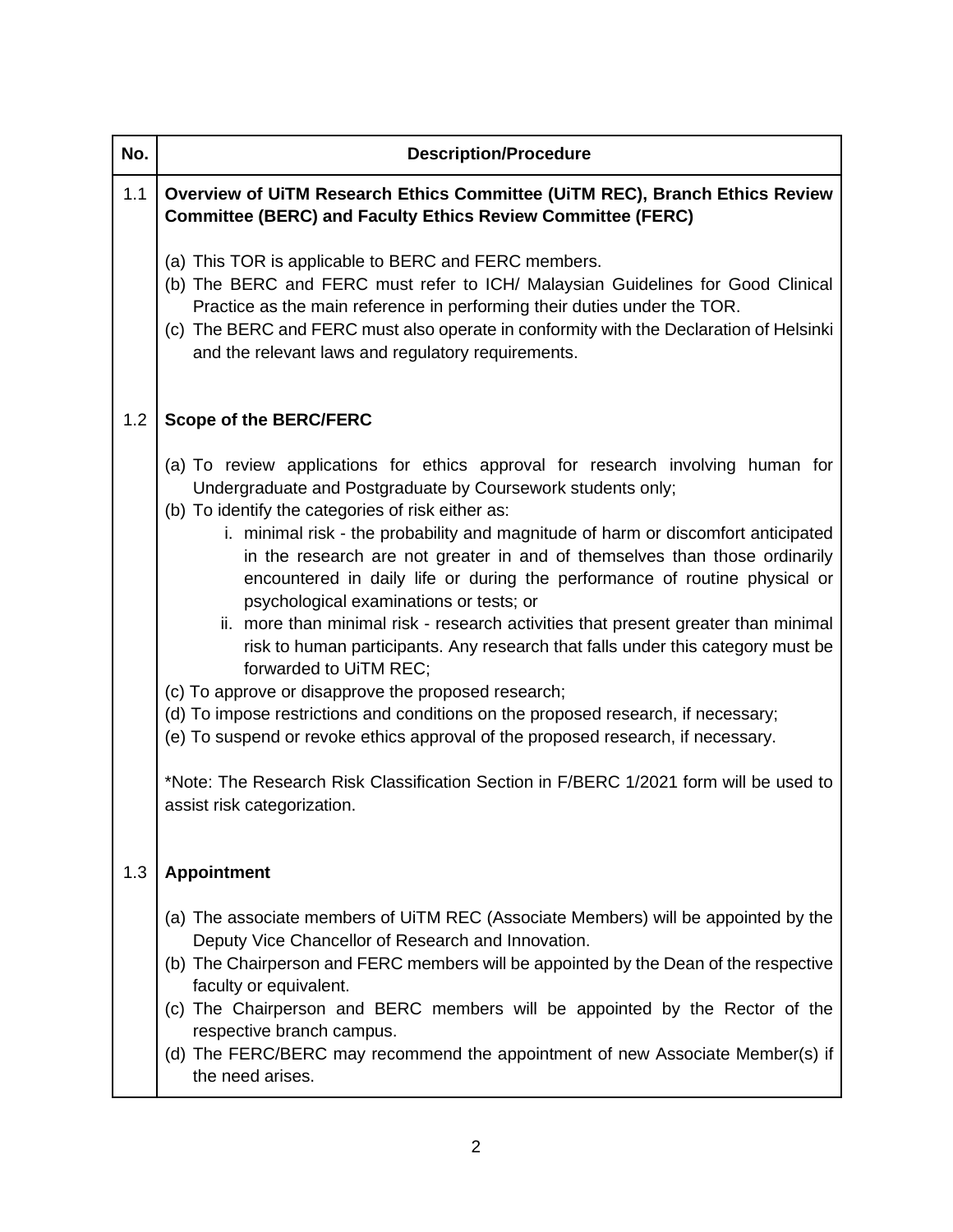| No. | Description/Procedure |
|---|---|
| 1.1 | **Overview of UiTM Research Ethics Committee (UiTM REC), Branch Ethics Review Committee (BERC) and Faculty Ethics Review Committee (FERC)**<br><br>(a) This TOR is applicable to BERC and FERC members.<br>(b) The BERC and FERC must refer to ICH/ Malaysian Guidelines for Good Clinical Practice as the main reference in performing their duties under the TOR.<br>(c) The BERC and FERC must also operate in conformity with the Declaration of Helsinki and the relevant laws and regulatory requirements. |
| 1.2 | **Scope of the BERC/FERC**<br><br>(a) To review applications for ethics approval for research involving human for Undergraduate and Postgraduate by Coursework students only;<br>(b) To identify the categories of risk either as:<br>i. minimal risk - the probability and magnitude of harm or discomfort anticipated in the research are not greater in and of themselves than those ordinarily encountered in daily life or during the performance of routine physical or psychological examinations or tests; or<br>ii. more than minimal risk - research activities that present greater than minimal risk to human participants. Any research that falls under this category must be forwarded to UiTM REC;<br>(c) To approve or disapprove the proposed research;<br>(d) To impose restrictions and conditions on the proposed research, if necessary;<br>(e) To suspend or revoke ethics approval of the proposed research, if necessary.<br><br>*Note: The Research Risk Classification Section in F/BERC 1/2021 form will be used to assist risk categorization. |
| 1.3 | **Appointment**<br><br>(a) The associate members of UiTM REC (Associate Members) will be appointed by the Deputy Vice Chancellor of Research and Innovation.<br>(b) The Chairperson and FERC members will be appointed by the Dean of the respective faculty or equivalent.<br>(c) The Chairperson and BERC members will be appointed by the Rector of the respective branch campus.<br>(d) The FERC/BERC may recommend the appointment of new Associate Member(s) if the need arises. |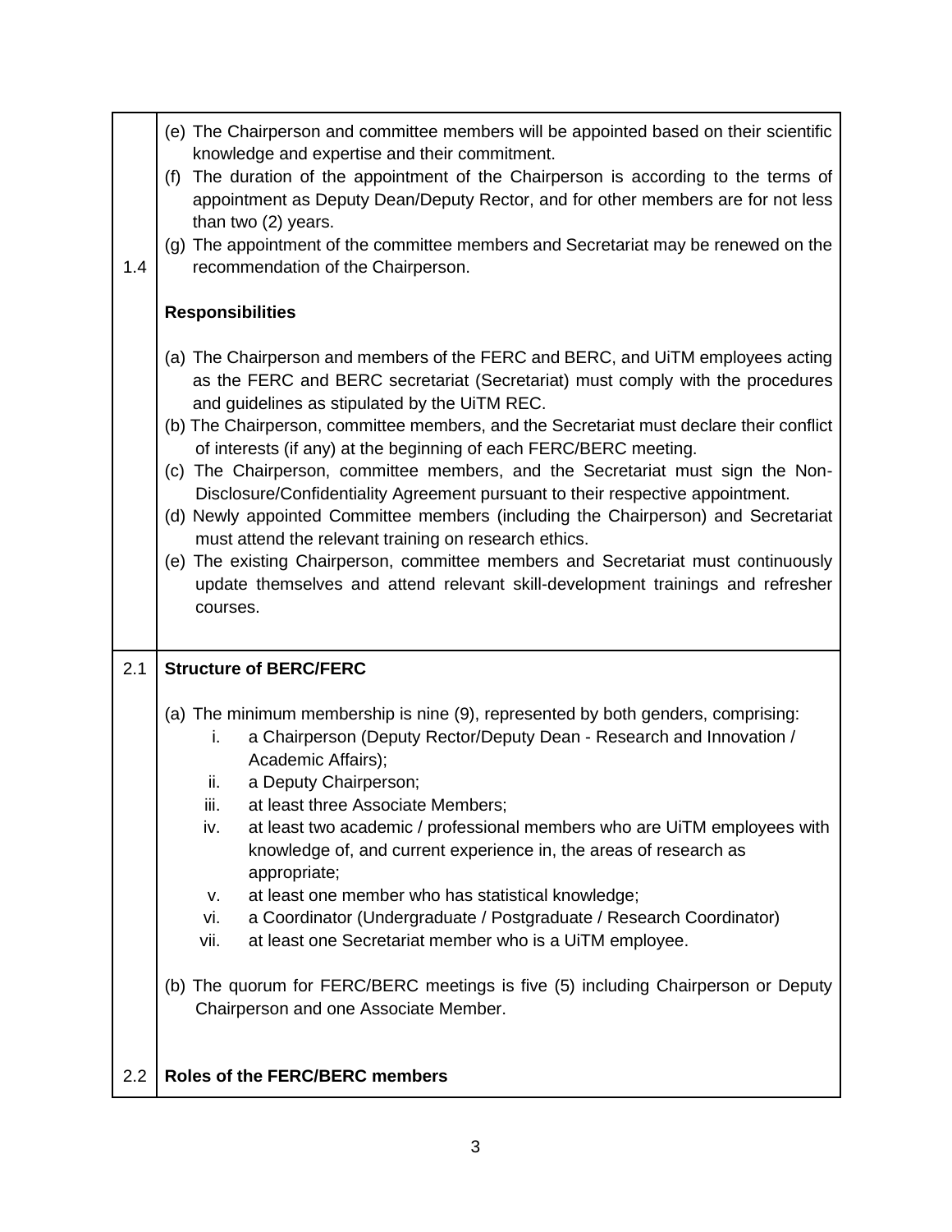| | |
|---|---|
| 1.4 | (e) The Chairperson and committee members will be appointed based on their scientific knowledge and expertise and their commitment.<br>(f) The duration of the appointment of the Chairperson is according to the terms of appointment as Deputy Dean/Deputy Rector, and for other members are for not less than two (2) years.<br>(g) The appointment of the committee members and Secretariat may be renewed on the recommendation of the Chairperson.<br><br>**Responsibilities**<br><br>(a) The Chairperson and members of the FERC and BERC, and UiTM employees acting as the FERC and BERC secretariat (Secretariat) must comply with the procedures and guidelines as stipulated by the UiTM REC.<br>(b) The Chairperson, committee members, and the Secretariat must declare their conflict of interests (if any) at the beginning of each FERC/BERC meeting.<br>(c) The Chairperson, committee members, and the Secretariat must sign the Non-Disclosure/Confidentiality Agreement pursuant to their respective appointment.<br>(d) Newly appointed Committee members (including the Chairperson) and Secretariat must attend the relevant training on research ethics.<br>(e) The existing Chairperson, committee members and Secretariat must continuously update themselves and attend relevant skill-development trainings and refresher courses. |
| 2.1 | **Structure of BERC/FERC**<br><br>(a) The minimum membership is nine (9), represented by both genders, comprising:<br>i. a Chairperson (Deputy Rector/Deputy Dean - Research and Innovation / Academic Affairs);<br>ii. a Deputy Chairperson;<br>iii. at least three Associate Members;<br>iv. at least two academic / professional members who are UiTM employees with knowledge of, and current experience in, the areas of research as appropriate;<br>v. at least one member who has statistical knowledge;<br>vi. a Coordinator (Undergraduate / Postgraduate / Research Coordinator)<br>vii. at least one Secretariat member who is a UiTM employee.<br><br>(b) The quorum for FERC/BERC meetings is five (5) including Chairperson or Deputy Chairperson and one Associate Member. |
| 2.2 | **Roles of the FERC/BERC members** |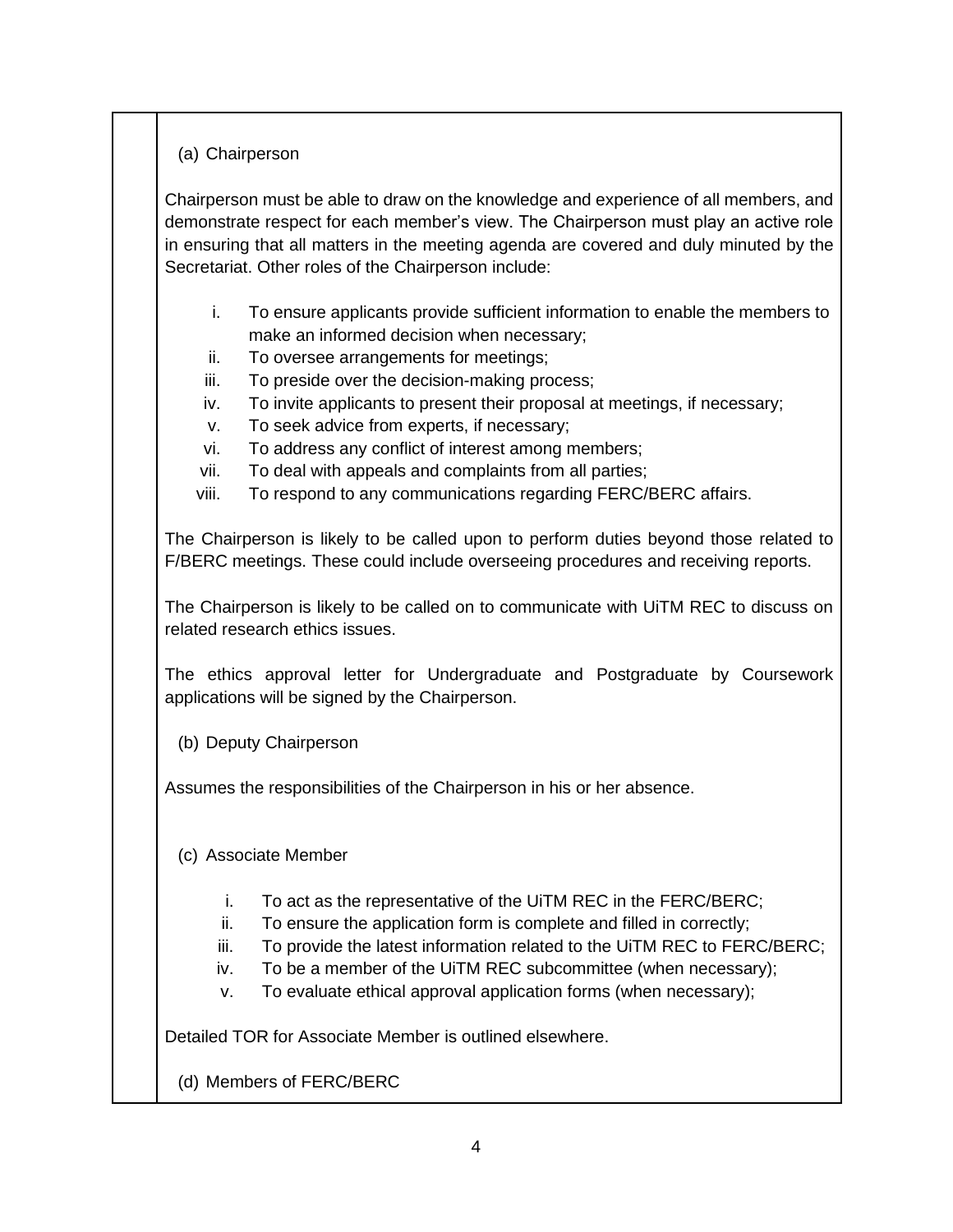(a) Chairperson

Chairperson must be able to draw on the knowledge and experience of all members, and demonstrate respect for each member's view. The Chairperson must play an active role in ensuring that all matters in the meeting agenda are covered and duly minuted by the Secretariat. Other roles of the Chairperson include:

i. To ensure applicants provide sufficient information to enable the members to make an informed decision when necessary;
ii. To oversee arrangements for meetings;
iii. To preside over the decision-making process;
iv. To invite applicants to present their proposal at meetings, if necessary;
v. To seek advice from experts, if necessary;
vi. To address any conflict of interest among members;
vii. To deal with appeals and complaints from all parties;
viii. To respond to any communications regarding FERC/BERC affairs.

The Chairperson is likely to be called upon to perform duties beyond those related to F/BERC meetings. These could include overseeing procedures and receiving reports.

The Chairperson is likely to be called on to communicate with UiTM REC to discuss on related research ethics issues.

The ethics approval letter for Undergraduate and Postgraduate by Coursework applications will be signed by the Chairperson.

(b) Deputy Chairperson

Assumes the responsibilities of the Chairperson in his or her absence.

(c) Associate Member

i. To act as the representative of the UiTM REC in the FERC/BERC;
ii. To ensure the application form is complete and filled in correctly;
iii. To provide the latest information related to the UiTM REC to FERC/BERC;
iv. To be a member of the UiTM REC subcommittee (when necessary);
v. To evaluate ethical approval application forms (when necessary);

Detailed TOR for Associate Member is outlined elsewhere.

(d) Members of FERC/BERC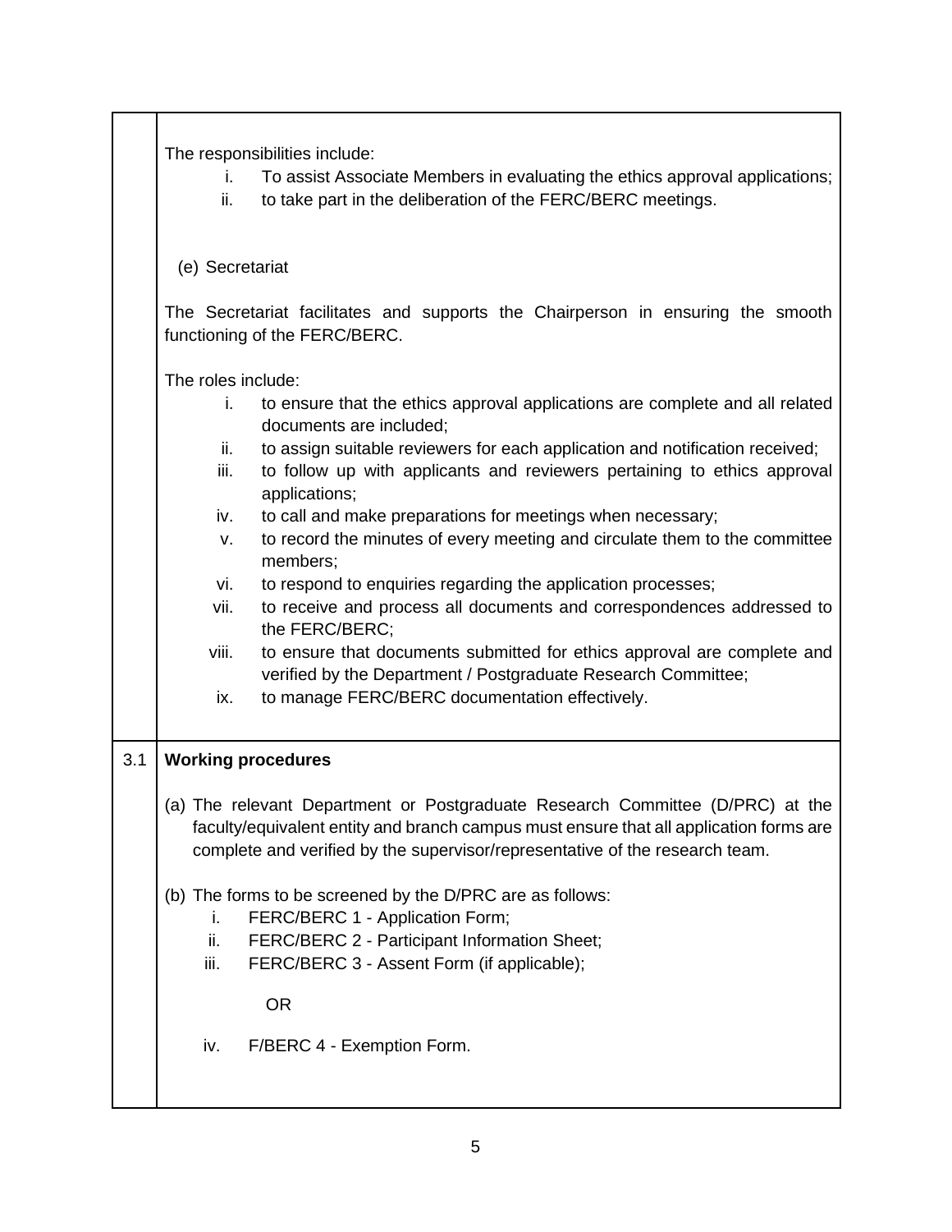The responsibilities include:

i. To assist Associate Members in evaluating the ethics approval applications;
ii. to take part in the deliberation of the FERC/BERC meetings.

(e) Secretariat

The Secretariat facilitates and supports the Chairperson in ensuring the smooth functioning of the FERC/BERC.

The roles include:

i. to ensure that the ethics approval applications are complete and all related documents are included;
ii. to assign suitable reviewers for each application and notification received;
iii. to follow up with applicants and reviewers pertaining to ethics approval applications;
iv. to call and make preparations for meetings when necessary;
v. to record the minutes of every meeting and circulate them to the committee members;
vi. to respond to enquiries regarding the application processes;
vii. to receive and process all documents and correspondences addressed to the FERC/BERC;
viii. to ensure that documents submitted for ethics approval are complete and verified by the Department / Postgraduate Research Committee;
ix. to manage FERC/BERC documentation effectively.

## 3.1 Working procedures

(a) The relevant Department or Postgraduate Research Committee (D/PRC) at the faculty/equivalent entity and branch campus must ensure that all application forms are complete and verified by the supervisor/representative of the research team.

(b) The forms to be screened by the D/PRC are as follows:

i. FERC/BERC 1 - Application Form;
ii. FERC/BERC 2 - Participant Information Sheet;
iii. FERC/BERC 3 - Assent Form (if applicable);

OR

iv. F/BERC 4 - Exemption Form.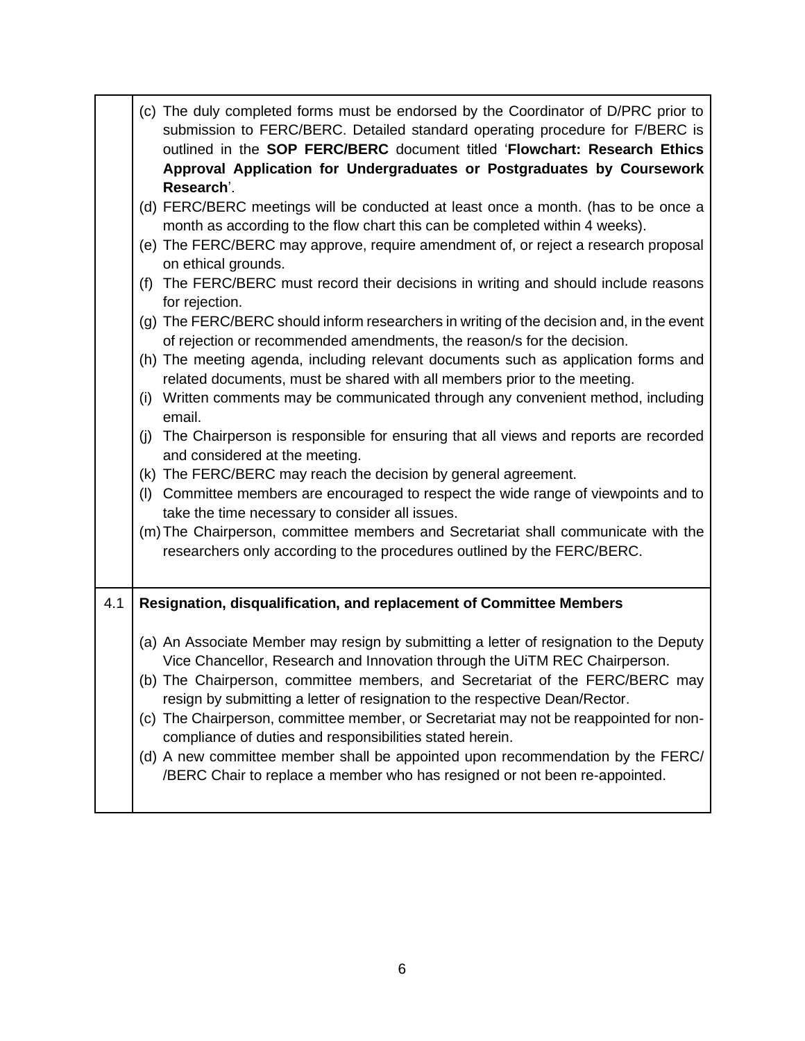| | |
|---|---|
| | (c) The duly completed forms must be endorsed by the Coordinator of D/PRC prior to submission to FERC/BERC. Detailed standard operating procedure for F/BERC is outlined in the **SOP FERC/BERC** document titled '**Flowchart: Research Ethics Approval Application for Undergraduates or Postgraduates by Coursework Research**'.<br>(d) FERC/BERC meetings will be conducted at least once a month. (has to be once a month as according to the flow chart this can be completed within 4 weeks).<br>(e) The FERC/BERC may approve, require amendment of, or reject a research proposal on ethical grounds.<br>(f) The FERC/BERC must record their decisions in writing and should include reasons for rejection.<br>(g) The FERC/BERC should inform researchers in writing of the decision and, in the event of rejection or recommended amendments, the reason/s for the decision.<br>(h) The meeting agenda, including relevant documents such as application forms and related documents, must be shared with all members prior to the meeting.<br>(i) Written comments may be communicated through any convenient method, including email.<br>(j) The Chairperson is responsible for ensuring that all views and reports are recorded and considered at the meeting.<br>(k) The FERC/BERC may reach the decision by general agreement.<br>(l) Committee members are encouraged to respect the wide range of viewpoints and to take the time necessary to consider all issues.<br>(m) The Chairperson, committee members and Secretariat shall communicate with the researchers only according to the procedures outlined by the FERC/BERC. |
| 4.1 | **Resignation, disqualification, and replacement of Committee Members**<br><br>(a) An Associate Member may resign by submitting a letter of resignation to the Deputy Vice Chancellor, Research and Innovation through the UiTM REC Chairperson.<br>(b) The Chairperson, committee members, and Secretariat of the FERC/BERC may resign by submitting a letter of resignation to the respective Dean/Rector.<br>(c) The Chairperson, committee member, or Secretariat may not be reappointed for non-compliance of duties and responsibilities stated herein.<br>(d) A new committee member shall be appointed upon recommendation by the FERC/ /BERC Chair to replace a member who has resigned or not been re-appointed. |